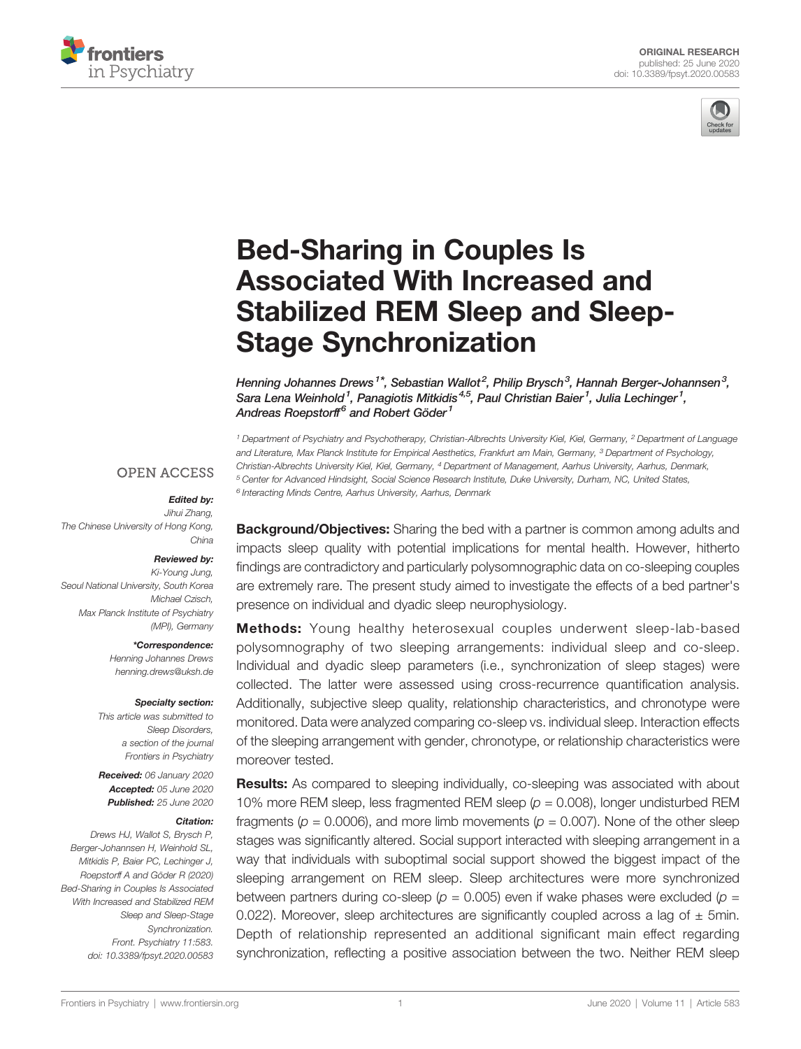ORIGINAL RESEARCH
published: 25 June 2020
doi: 10.3389/fpsyt.2020.00583

# Bed-Sharing in Couples Is Associated With Increased and Stabilized REM Sleep and Sleep-Stage Synchronization

Henning Johannes Drews[1]*, Sebastian Wallot[2], Philip Brysch[3], Hannah Berger-Johannsen[3], Sara Lena Weinhold[1], Panagiotis Mitkidis[4,5], Paul Christian Baier[1], Julia Lechinger[1], Andreas Roepstorff[6] and Robert Göder[1]

[1] Department of Psychiatry and Psychotherapy, Christian-Albrechts University Kiel, Kiel, Germany, [2] Department of Language and Literature, Max Planck Institute for Empirical Aesthetics, Frankfurt am Main, Germany, [3] Department of Psychology, Christian-Albrechts University Kiel, Kiel, Germany, [4] Department of Management, Aarhus University, Aarhus, Denmark, [5] Center for Advanced Hindsight, Social Science Research Institute, Duke University, Durham, NC, United States, [6] Interacting Minds Centre, Aarhus University, Aarhus, Denmark

OPEN ACCESS

***Edited by:***
*Jihui Zhang,*
*The Chinese University of Hong Kong, China*

***Reviewed by:***
*Ki-Young Jung,*
*Seoul National University, South Korea*
*Michael Czisch,*
*Max Planck Institute of Psychiatry (MPI), Germany*

***\*Correspondence:***
*Henning Johannes Drews*
*henning.drews@uksh.de*

***Specialty section:***
*This article was submitted to Sleep Disorders, a section of the journal Frontiers in Psychiatry*

***Received:*** *06 January 2020*
***Accepted:*** *05 June 2020*
***Published:*** *25 June 2020*

***Citation:***
*Drews HJ, Wallot S, Brysch P, Berger-Johannsen H, Weinhold SL, Mitkidis P, Baier PC, Lechinger J, Roepstorff A and Göder R (2020) Bed-Sharing in Couples Is Associated With Increased and Stabilized REM Sleep and Sleep-Stage Synchronization. Front. Psychiatry 11:583. doi: 10.3389/fpsyt.2020.00583*

**Background/Objectives:** Sharing the bed with a partner is common among adults and impacts sleep quality with potential implications for mental health. However, hitherto findings are contradictory and particularly polysomnographic data on co-sleeping couples are extremely rare. The present study aimed to investigate the effects of a bed partner's presence on individual and dyadic sleep neurophysiology.

**Methods:** Young healthy heterosexual couples underwent sleep-lab-based polysomnography of two sleeping arrangements: individual sleep and co-sleep. Individual and dyadic sleep parameters (i.e., synchronization of sleep stages) were collected. The latter were assessed using cross-recurrence quantification analysis. Additionally, subjective sleep quality, relationship characteristics, and chronotype were monitored. Data were analyzed comparing co-sleep vs. individual sleep. Interaction effects of the sleeping arrangement with gender, chronotype, or relationship characteristics were moreover tested.

**Results:** As compared to sleeping individually, co-sleeping was associated with about 10% more REM sleep, less fragmented REM sleep ($p = 0.008$), longer undisturbed REM fragments ($p = 0.0006$), and more limb movements ($p = 0.007$). None of the other sleep stages was significantly altered. Social support interacted with sleeping arrangement in a way that individuals with suboptimal social support showed the biggest impact of the sleeping arrangement on REM sleep. Sleep architectures were more synchronized between partners during co-sleep ($p = 0.005$) even if wake phases were excluded ($p = 0.022$). Moreover, sleep architectures are significantly coupled across a lag of ± 5min. Depth of relationship represented an additional significant main effect regarding synchronization, reflecting a positive association between the two. Neither REM sleep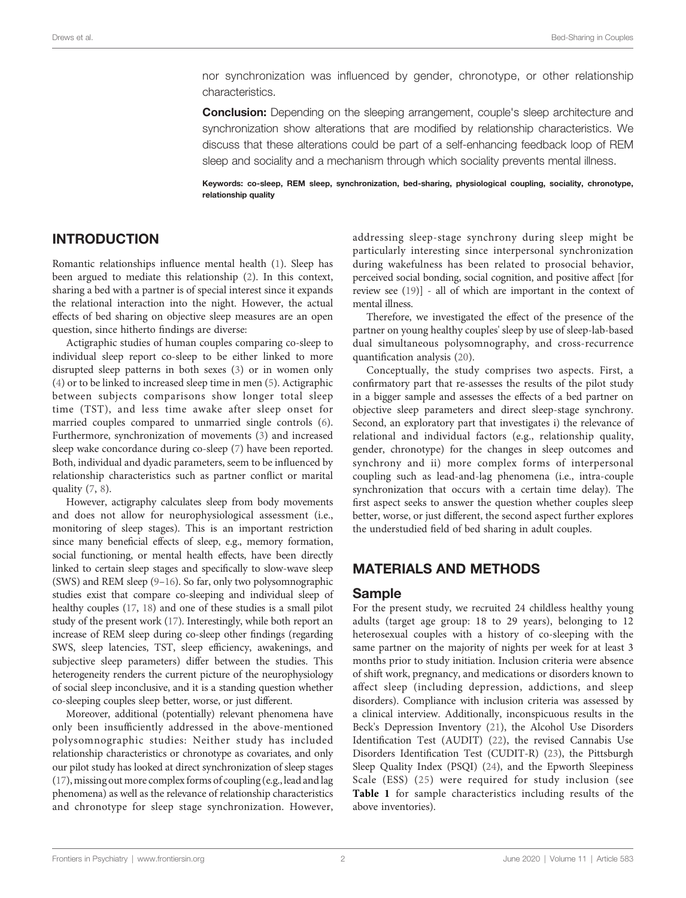nor synchronization was influenced by gender, chronotype, or other relationship characteristics.

**Conclusion:** Depending on the sleeping arrangement, couple's sleep architecture and synchronization show alterations that are modified by relationship characteristics. We discuss that these alterations could be part of a self-enhancing feedback loop of REM sleep and sociality and a mechanism through which sociality prevents mental illness.

**Keywords: co-sleep, REM sleep, synchronization, bed-sharing, physiological coupling, sociality, chronotype, relationship quality**

## INTRODUCTION

Romantic relationships influence mental health (1). Sleep has been argued to mediate this relationship (2). In this context, sharing a bed with a partner is of special interest since it expands the relational interaction into the night. However, the actual effects of bed sharing on objective sleep measures are an open question, since hitherto findings are diverse:

Actigraphic studies of human couples comparing co-sleep to individual sleep report co-sleep to be either linked to more disrupted sleep patterns in both sexes (3) or in women only (4) or to be linked to increased sleep time in men (5). Actigraphic between subjects comparisons show longer total sleep time (TST), and less time awake after sleep onset for married couples compared to unmarried single controls (6). Furthermore, synchronization of movements (3) and increased sleep wake concordance during co-sleep (7) have been reported. Both, individual and dyadic parameters, seem to be influenced by relationship characteristics such as partner conflict or marital quality (7, 8).

However, actigraphy calculates sleep from body movements and does not allow for neurophysiological assessment (i.e., monitoring of sleep stages). This is an important restriction since many beneficial effects of sleep, e.g., memory formation, social functioning, or mental health effects, have been directly linked to certain sleep stages and specifically to slow-wave sleep (SWS) and REM sleep (9–16). So far, only two polysomnographic studies exist that compare co-sleeping and individual sleep of healthy couples (17, 18) and one of these studies is a small pilot study of the present work (17). Interestingly, while both report an increase of REM sleep during co-sleep other findings (regarding SWS, sleep latencies, TST, sleep efficiency, awakenings, and subjective sleep parameters) differ between the studies. This heterogeneity renders the current picture of the neurophysiology of social sleep inconclusive, and it is a standing question whether co-sleeping couples sleep better, worse, or just different.

Moreover, additional (potentially) relevant phenomena have only been insufficiently addressed in the above-mentioned polysomnographic studies: Neither study has included relationship characteristics or chronotype as covariates, and only our pilot study has looked at direct synchronization of sleep stages (17), missing out more complex forms of coupling (e.g., lead and lag phenomena) as well as the relevance of relationship characteristics and chronotype for sleep stage synchronization. However, addressing sleep-stage synchrony during sleep might be particularly interesting since interpersonal synchronization during wakefulness has been related to prosocial behavior, perceived social bonding, social cognition, and positive affect [for review see (19)] - all of which are important in the context of mental illness.

Therefore, we investigated the effect of the presence of the partner on young healthy couples' sleep by use of sleep-lab-based dual simultaneous polysomnography, and cross-recurrence quantification analysis (20).

Conceptually, the study comprises two aspects. First, a confirmatory part that re-assesses the results of the pilot study in a bigger sample and assesses the effects of a bed partner on objective sleep parameters and direct sleep-stage synchrony. Second, an exploratory part that investigates i) the relevance of relational and individual factors (e.g., relationship quality, gender, chronotype) for the changes in sleep outcomes and synchrony and ii) more complex forms of interpersonal coupling such as lead-and-lag phenomena (i.e., intra-couple synchronization that occurs with a certain time delay). The first aspect seeks to answer the question whether couples sleep better, worse, or just different, the second aspect further explores the understudied field of bed sharing in adult couples.

## MATERIALS AND METHODS

### Sample

For the present study, we recruited 24 childless healthy young adults (target age group: 18 to 29 years), belonging to 12 heterosexual couples with a history of co-sleeping with the same partner on the majority of nights per week for at least 3 months prior to study initiation. Inclusion criteria were absence of shift work, pregnancy, and medications or disorders known to affect sleep (including depression, addictions, and sleep disorders). Compliance with inclusion criteria was assessed by a clinical interview. Additionally, inconspicuous results in the Beck's Depression Inventory (21), the Alcohol Use Disorders Identification Test (AUDIT) (22), the revised Cannabis Use Disorders Identification Test (CUDIT-R) (23), the Pittsburgh Sleep Quality Index (PSQI) (24), and the Epworth Sleepiness Scale (ESS) (25) were required for study inclusion (see **Table 1** for sample characteristics including results of the above inventories).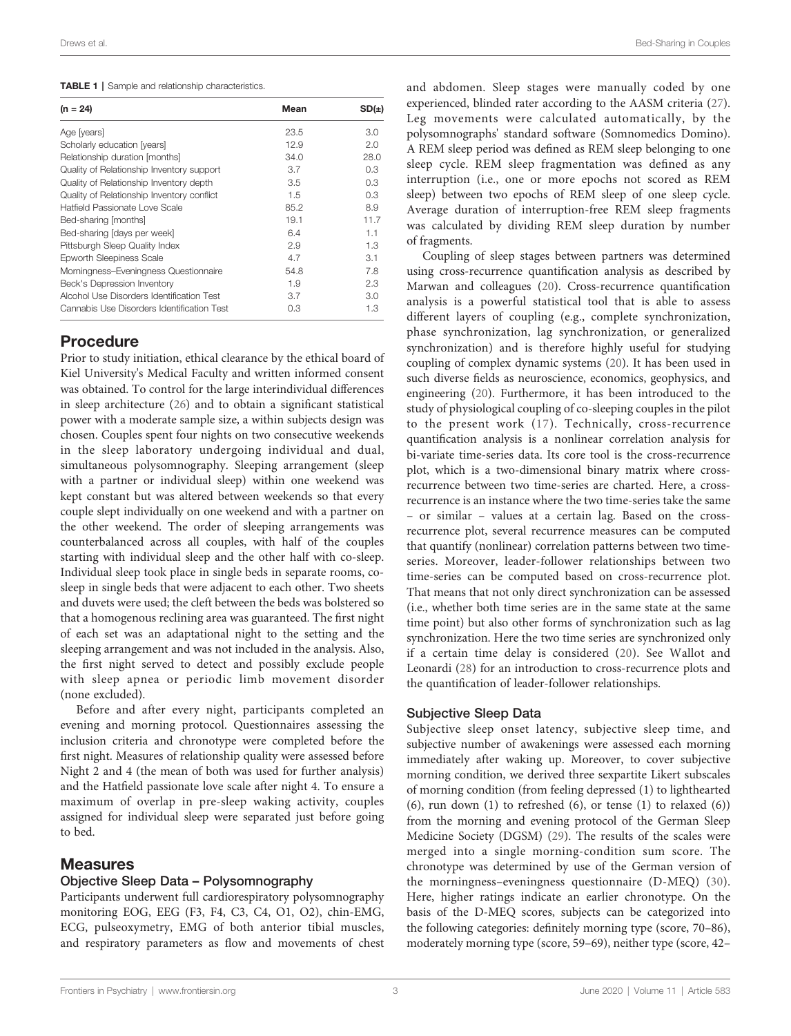**TABLE 1** | Sample and relationship characteristics.

| (n = 24) | Mean | SD(±) |
|---|---|---|
| Age [years] | 23.5 | 3.0 |
| Scholarly education [years] | 12.9 | 2.0 |
| Relationship duration [months] | 34.0 | 28.0 |
| Quality of Relationship Inventory support | 3.7 | 0.3 |
| Quality of Relationship Inventory depth | 3.5 | 0.3 |
| Quality of Relationship Inventory conflict | 1.5 | 0.3 |
| Hatfield Passionate Love Scale | 85.2 | 8.9 |
| Bed-sharing [months] | 19.1 | 11.7 |
| Bed-sharing [days per week] | 6.4 | 1.1 |
| Pittsburgh Sleep Quality Index | 2.9 | 1.3 |
| Epworth Sleepiness Scale | 4.7 | 3.1 |
| Morningness–Eveningness Questionnaire | 54.8 | 7.8 |
| Beck's Depression Inventory | 1.9 | 2.3 |
| Alcohol Use Disorders Identification Test | 3.7 | 3.0 |
| Cannabis Use Disorders Identification Test | 0.3 | 1.3 |

## Procedure

Prior to study initiation, ethical clearance by the ethical board of Kiel University's Medical Faculty and written informed consent was obtained. To control for the large interindividual differences in sleep architecture (26) and to obtain a significant statistical power with a moderate sample size, a within subjects design was chosen. Couples spent four nights on two consecutive weekends in the sleep laboratory undergoing individual and dual, simultaneous polysomnography. Sleeping arrangement (sleep with a partner or individual sleep) within one weekend was kept constant but was altered between weekends so that every couple slept individually on one weekend and with a partner on the other weekend. The order of sleeping arrangements was counterbalanced across all couples, with half of the couples starting with individual sleep and the other half with co-sleep. Individual sleep took place in single beds in separate rooms, co-sleep in single beds that were adjacent to each other. Two sheets and duvets were used; the cleft between the beds was bolstered so that a homogenous reclining area was guaranteed. The first night of each set was an adaptational night to the setting and the sleeping arrangement and was not included in the analysis. Also, the first night served to detect and possibly exclude people with sleep apnea or periodic limb movement disorder (none excluded).

Before and after every night, participants completed an evening and morning protocol. Questionnaires assessing the inclusion criteria and chronotype were completed before the first night. Measures of relationship quality were assessed before Night 2 and 4 (the mean of both was used for further analysis) and the Hatfield passionate love scale after night 4. To ensure a maximum of overlap in pre-sleep waking activity, couples assigned for individual sleep were separated just before going to bed.

## Measures

### Objective Sleep Data – Polysomnography

Participants underwent full cardiorespiratory polysomnography monitoring EOG, EEG (F3, F4, C3, C4, O1, O2), chin-EMG, ECG, pulseoximetry, EMG of both anterior tibial muscles, and respiratory parameters as flow and movements of chest and abdomen. Sleep stages were manually coded by one experienced, blinded rater according to the AASM criteria (27). Leg movements were calculated automatically, by the polysomnographs' standard software (Somnomedics Domino). A REM sleep period was defined as REM sleep belonging to one sleep cycle. REM sleep fragmentation was defined as any interruption (i.e., one or more epochs not scored as REM sleep) between two epochs of REM sleep of one sleep cycle. Average duration of interruption-free REM sleep fragments was calculated by dividing REM sleep duration by number of fragments.

Coupling of sleep stages between partners was determined using cross-recurrence quantification analysis as described by Marwan and colleagues (20). Cross-recurrence quantification analysis is a powerful statistical tool that is able to assess different layers of coupling (e.g., complete synchronization, phase synchronization, lag synchronization, or generalized synchronization) and is therefore highly useful for studying coupling of complex dynamic systems (20). It has been used in such diverse fields as neuroscience, economics, geophysics, and engineering (20). Furthermore, it has been introduced to the study of physiological coupling of co-sleeping couples in the pilot to the present work (17). Technically, cross-recurrence quantification analysis is a nonlinear correlation analysis for bi-variate time-series data. Its core tool is the cross-recurrence plot, which is a two-dimensional binary matrix where cross-recurrence between two time-series are charted. Here, a cross-recurrence is an instance where the two time-series take the same – or similar – values at a certain lag. Based on the cross-recurrence plot, several recurrence measures can be computed that quantify (nonlinear) correlation patterns between two time-series. Moreover, leader-follower relationships between two time-series can be computed based on cross-recurrence plot. That means that not only direct synchronization can be assessed (i.e., whether both time series are in the same state at the same time point) but also other forms of synchronization such as lag synchronization. Here the two time series are synchronized only if a certain time delay is considered (20). See Wallot and Leonardi (28) for an introduction to cross-recurrence plots and the quantification of leader-follower relationships.

### Subjective Sleep Data

Subjective sleep onset latency, subjective sleep time, and subjective number of awakenings were assessed each morning immediately after waking up. Moreover, to cover subjective morning condition, we derived three sexpartite Likert subscales of morning condition (from feeling depressed (1) to lighthearted (6), run down (1) to refreshed (6), or tense (1) to relaxed (6)) from the morning and evening protocol of the German Sleep Medicine Society (DGSM) (29). The results of the scales were merged into a single morning-condition sum score. The chronotype was determined by use of the German version of the morningness–eveningness questionnaire (D-MEQ) (30). Here, higher ratings indicate an earlier chronotype. On the basis of the D-MEQ scores, subjects can be categorized into the following categories: definitely morning type (score, 70–86), moderately morning type (score, 59–69), neither type (score, 42–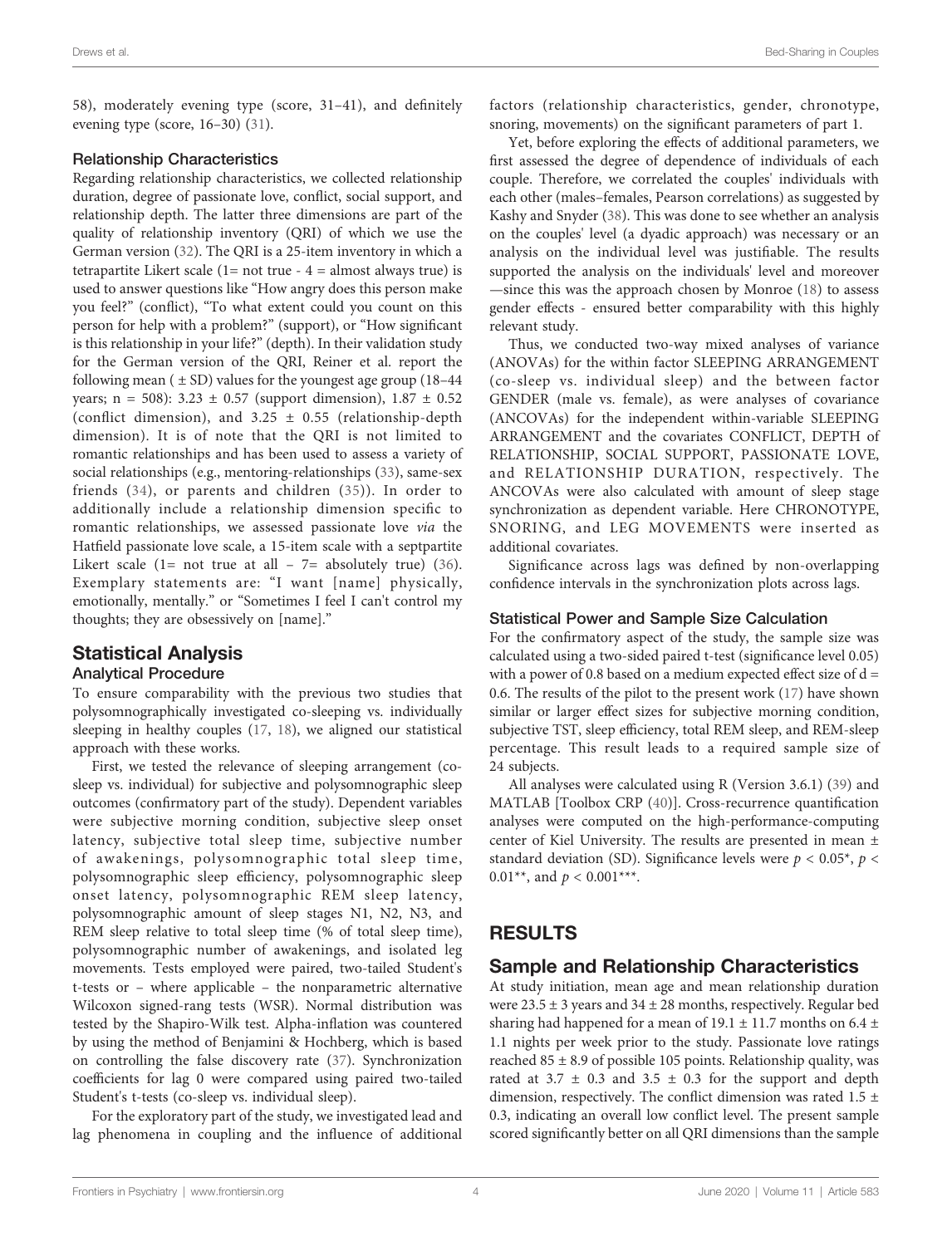58), moderately evening type (score, 31–41), and definitely evening type (score, 16–30) (31).

### Relationship Characteristics

Regarding relationship characteristics, we collected relationship duration, degree of passionate love, conflict, social support, and relationship depth. The latter three dimensions are part of the quality of relationship inventory (QRI) of which we use the German version (32). The QRI is a 25-item inventory in which a tetrapartite Likert scale (1= not true - 4 = almost always true) is used to answer questions like "How angry does this person make you feel?" (conflict), "To what extent could you count on this person for help with a problem?" (support), or "How significant is this relationship in your life?" (depth). In their validation study for the German version of the QRI, Reiner et al. report the following mean ( ± SD) values for the youngest age group (18–44 years; n = 508): 3.23 ± 0.57 (support dimension), 1.87 ± 0.52 (conflict dimension), and 3.25 ± 0.55 (relationship-depth dimension). It is of note that the QRI is not limited to romantic relationships and has been used to assess a variety of social relationships (e.g., mentoring-relationships (33), same-sex friends (34), or parents and children (35)). In order to additionally include a relationship dimension specific to romantic relationships, we assessed passionate love *via* the Hatfield passionate love scale, a 15-item scale with a septpartite Likert scale (1= not true at all – 7= absolutely true) (36). Exemplary statements are: "I want [name] physically, emotionally, mentally." or "Sometimes I feel I can't control my thoughts; they are obsessively on [name]."

## Statistical Analysis

### Analytical Procedure

To ensure comparability with the previous two studies that polysomnographically investigated co-sleeping vs. individually sleeping in healthy couples (17, 18), we aligned our statistical approach with these works.

First, we tested the relevance of sleeping arrangement (co-sleep vs. individual) for subjective and polysomnographic sleep outcomes (confirmatory part of the study). Dependent variables were subjective morning condition, subjective sleep onset latency, subjective total sleep time, subjective number of awakenings, polysomnographic total sleep time, polysomnographic sleep efficiency, polysomnographic sleep onset latency, polysomnographic REM sleep latency, polysomnographic amount of sleep stages N1, N2, N3, and REM sleep relative to total sleep time (% of total sleep time), polysomnographic number of awakenings, and isolated leg movements. Tests employed were paired, two-tailed Student's t-tests or – where applicable – the nonparametric alternative Wilcoxon signed-rang tests (WSR). Normal distribution was tested by the Shapiro-Wilk test. Alpha-inflation was countered by using the method of Benjamini & Hochberg, which is based on controlling the false discovery rate (37). Synchronization coefficients for lag 0 were compared using paired two-tailed Student's t-tests (co-sleep vs. individual sleep).

For the exploratory part of the study, we investigated lead and lag phenomena in coupling and the influence of additional factors (relationship characteristics, gender, chronotype, snoring, movements) on the significant parameters of part 1.

Yet, before exploring the effects of additional parameters, we first assessed the degree of dependence of individuals of each couple. Therefore, we correlated the couples' individuals with each other (males–females, Pearson correlations) as suggested by Kashy and Snyder (38). This was done to see whether an analysis on the couples' level (a dyadic approach) was necessary or an analysis on the individual level was justifiable. The results supported the analysis on the individuals' level and moreover —since this was the approach chosen by Monroe (18) to assess gender effects - ensured better comparability with this highly relevant study.

Thus, we conducted two-way mixed analyses of variance (ANOVAs) for the within factor SLEEPING ARRANGEMENT (co-sleep vs. individual sleep) and the between factor GENDER (male vs. female), as were analyses of covariance (ANCOVAs) for the independent within-variable SLEEPING ARRANGEMENT and the covariates CONFLICT, DEPTH of RELATIONSHIP, SOCIAL SUPPORT, PASSIONATE LOVE, and RELATIONSHIP DURATION, respectively. The ANCOVAs were also calculated with amount of sleep stage synchronization as dependent variable. Here CHRONOTYPE, SNORING, and LEG MOVEMENTS were inserted as additional covariates.

Significance across lags was defined by non-overlapping confidence intervals in the synchronization plots across lags.

### Statistical Power and Sample Size Calculation

For the confirmatory aspect of the study, the sample size was calculated using a two-sided paired t-test (significance level 0.05) with a power of 0.8 based on a medium expected effect size of d = 0.6. The results of the pilot to the present work (17) have shown similar or larger effect sizes for subjective morning condition, subjective TST, sleep efficiency, total REM sleep, and REM-sleep percentage. This result leads to a required sample size of 24 subjects.

All analyses were calculated using R (Version 3.6.1) (39) and MATLAB [Toolbox CRP (40)]. Cross-recurrence quantification analyses were computed on the high-performance-computing center of Kiel University. The results are presented in mean ± standard deviation (SD). Significance levels were $p < 0.05$*, $p < 0.01$**, and $p < 0.001$***.

# RESULTS

## Sample and Relationship Characteristics

At study initiation, mean age and mean relationship duration were 23.5 ± 3 years and 34 ± 28 months, respectively. Regular bed sharing had happened for a mean of 19.1 ± 11.7 months on 6.4 ± 1.1 nights per week prior to the study. Passionate love ratings reached 85 ± 8.9 of possible 105 points. Relationship quality, was rated at 3.7 ± 0.3 and 3.5 ± 0.3 for the support and depth dimension, respectively. The conflict dimension was rated 1.5 ± 0.3, indicating an overall low conflict level. The present sample scored significantly better on all QRI dimensions than the sample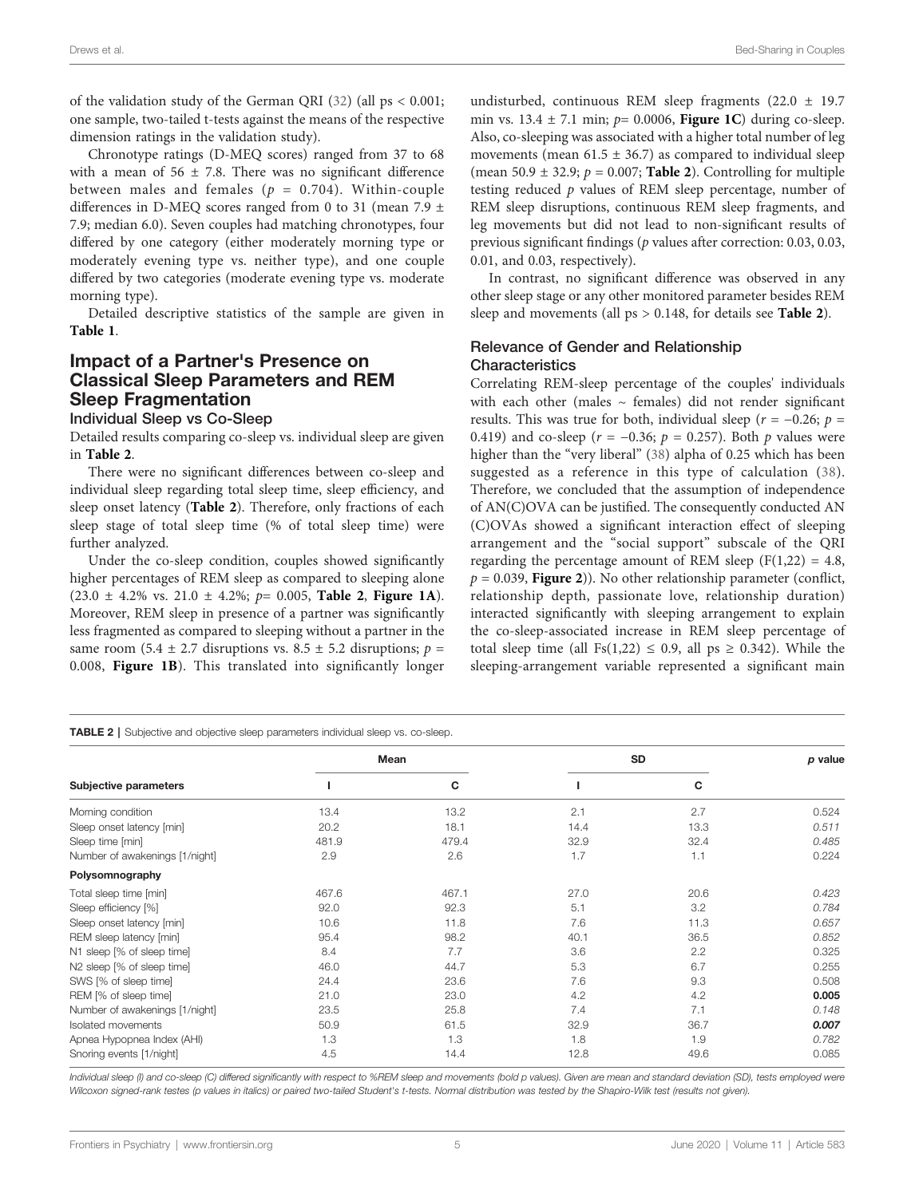of the validation study of the German QRI (32) (all ps < 0.001; one sample, two-tailed t-tests against the means of the respective dimension ratings in the validation study).

Chronotype ratings (D-MEQ scores) ranged from 37 to 68 with a mean of 56 ± 7.8. There was no significant difference between males and females ($p$ = 0.704). Within-couple differences in D-MEQ scores ranged from 0 to 31 (mean 7.9 ± 7.9; median 6.0). Seven couples had matching chronotypes, four differed by one category (either moderately morning type or moderately evening type vs. neither type), and one couple differed by two categories (moderate evening type vs. moderate morning type).

Detailed descriptive statistics of the sample are given in **Table 1**.

## Impact of a Partner's Presence on Classical Sleep Parameters and REM Sleep Fragmentation

### Individual Sleep vs Co-Sleep

Detailed results comparing co-sleep vs. individual sleep are given in **Table 2**.

There were no significant differences between co-sleep and individual sleep regarding total sleep time, sleep efficiency, and sleep onset latency (**Table 2**). Therefore, only fractions of each sleep stage of total sleep time (% of total sleep time) were further analyzed.

Under the co-sleep condition, couples showed significantly higher percentages of REM sleep as compared to sleeping alone (23.0 ± 4.2% vs. 21.0 ± 4.2%; $p$= 0.005, **Table 2**, **Figure 1A**). Moreover, REM sleep in presence of a partner was significantly less fragmented as compared to sleeping without a partner in the same room (5.4 ± 2.7 disruptions vs. 8.5 ± 5.2 disruptions; $p$ = 0.008, **Figure 1B**). This translated into significantly longer undisturbed, continuous REM sleep fragments (22.0 ± 19.7 min vs. 13.4 ± 7.1 min; $p$= 0.0006, **Figure 1C**) during co-sleep. Also, co-sleeping was associated with a higher total number of leg movements (mean 61.5 ± 36.7) as compared to individual sleep (mean 50.9 ± 32.9; $p$ = 0.007; **Table 2**). Controlling for multiple testing reduced $p$ values of REM sleep percentage, number of REM sleep disruptions, continuous REM sleep fragments, and leg movements but did not lead to non-significant results of previous significant findings ($p$ values after correction: 0.03, 0.03, 0.01, and 0.03, respectively).

In contrast, no significant difference was observed in any other sleep stage or any other monitored parameter besides REM sleep and movements (all ps > 0.148, for details see **Table 2**).

### Relevance of Gender and Relationship Characteristics

Correlating REM-sleep percentage of the couples' individuals with each other (males ~ females) did not render significant results. This was true for both, individual sleep ($r$ = −0.26; $p$ = 0.419) and co-sleep ($r$ = −0.36; $p$ = 0.257). Both $p$ values were higher than the "very liberal" (38) alpha of 0.25 which has been suggested as a reference in this type of calculation (38). Therefore, we concluded that the assumption of independence of AN(C)OVA can be justified. The consequently conducted AN(C)OVAs showed a significant interaction effect of sleeping arrangement and the "social support" subscale of the QRI regarding the percentage amount of REM sleep ($F(1,22) = 4.8$, $p = 0.039$, **Figure 2**)). No other relationship parameter (conflict, relationship depth, passionate love, relationship duration) interacted significantly with sleeping arrangement to explain the co-sleep-associated increase in REM sleep percentage of total sleep time (all $Fs(1,22) \leq 0.9$, all ps ≥ 0.342). While the sleeping-arrangement variable represented a significant main

**TABLE 2** | Subjective and objective sleep parameters individual sleep vs. co-sleep.

| | Mean | | SD | | p value |
|---|---|---|---|---|---|
| **Subjective parameters** | **I** | **C** | **I** | **C** | |
| Morning condition | 13.4 | 13.2 | 2.1 | 2.7 | 0.524 |
| Sleep onset latency [min] | 20.2 | 18.1 | 14.4 | 13.3 | *0.511* |
| Sleep time [min] | 481.9 | 479.4 | 32.9 | 32.4 | *0.485* |
| Number of awakenings [1/night] | 2.9 | 2.6 | 1.7 | 1.1 | 0.224 |
| **Polysomnography** | | | | | |
| Total sleep time [min] | 467.6 | 467.1 | 27.0 | 20.6 | *0.423* |
| Sleep efficiency [%] | 92.0 | 92.3 | 5.1 | 3.2 | *0.784* |
| Sleep onset latency [min] | 10.6 | 11.8 | 7.6 | 11.3 | *0.657* |
| REM sleep latency [min] | 95.4 | 98.2 | 40.1 | 36.5 | *0.852* |
| N1 sleep [% of sleep time] | 8.4 | 7.7 | 3.6 | 2.2 | 0.325 |
| N2 sleep [% of sleep time] | 46.0 | 44.7 | 5.3 | 6.7 | 0.255 |
| SWS [% of sleep time] | 24.4 | 23.6 | 7.6 | 9.3 | 0.508 |
| REM [% of sleep time] | 21.0 | 23.0 | 4.2 | 4.2 | **0.005** |
| Number of awakenings [1/night] | 23.5 | 25.8 | 7.4 | 7.1 | *0.148* |
| Isolated movements | 50.9 | 61.5 | 32.9 | 36.7 | ***0.007*** |
| Apnea Hypopnea Index (AHI) | 1.3 | 1.3 | 1.8 | 1.9 | *0.782* |
| Snoring events [1/night] | 4.5 | 14.4 | 12.8 | 49.6 | 0.085 |

*Individual sleep (I) and co-sleep (C) differed significantly with respect to %REM sleep and movements (bold p values). Given are mean and standard deviation (SD), tests employed were Wilcoxon signed-rank testes (p values in italics) or paired two-tailed Student's t-tests. Normal distribution was tested by the Shapiro-Wilk test (results not given).*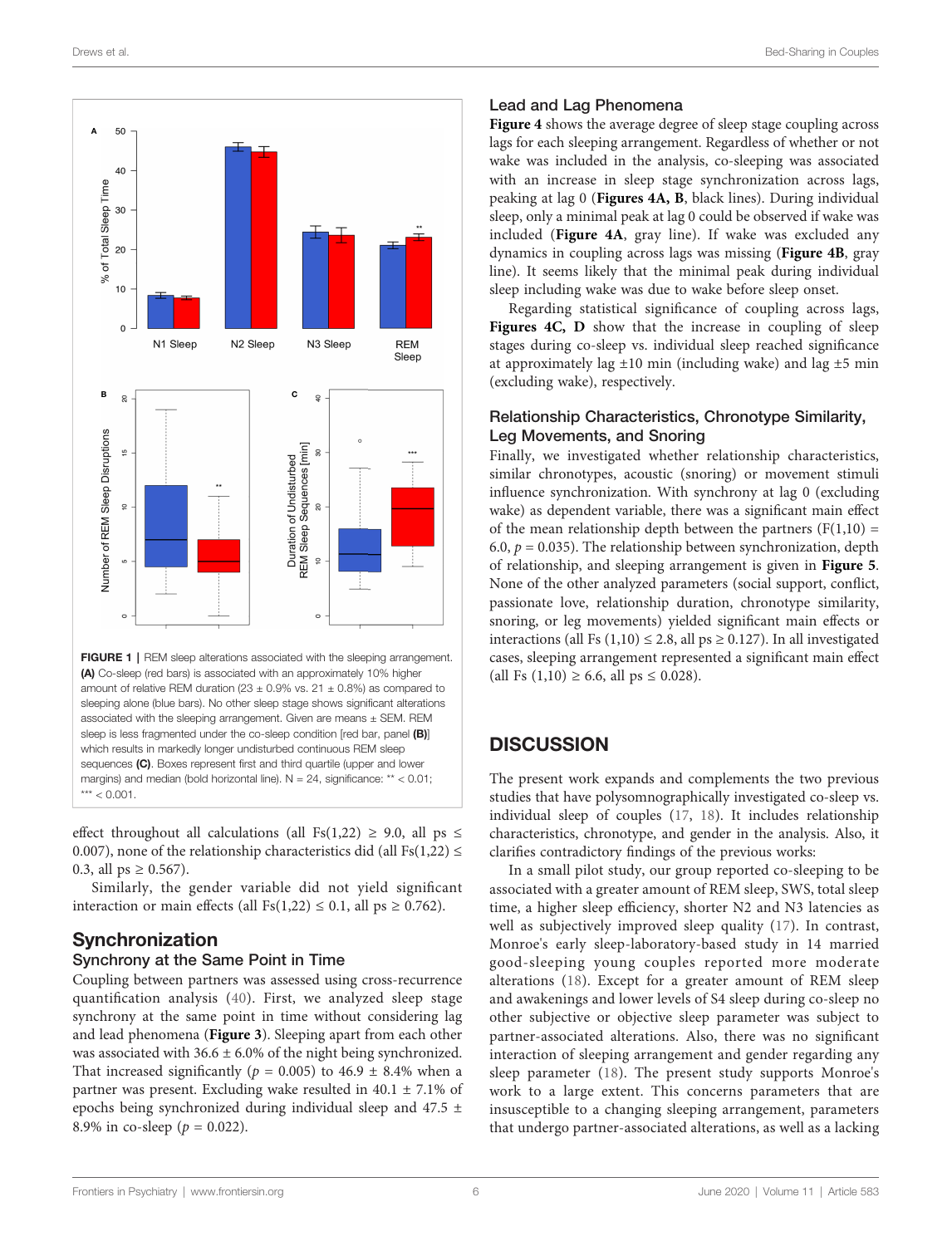**FIGURE 1 |** REM sleep alterations associated with the sleeping arrangement. **(A)** Co-sleep (red bars) is associated with an approximately 10% higher amount of relative REM duration (23 ± 0.9% vs. 21 ± 0.8%) as compared to sleeping alone (blue bars). No other sleep stage shows significant alterations associated with the sleeping arrangement. Given are means ± SEM. REM sleep is less fragmented under the co-sleep condition [red bar, panel **(B)**] which results in markedly longer undisturbed continuous REM sleep sequences **(C)**. Boxes represent first and third quartile (upper and lower margins) and median (bold horizontal line). N = 24, significance: ** < 0.01; *** < 0.001.

effect throughout all calculations (all $Fs(1,22) \geq 9.0$, all $ps \leq 0.007$), none of the relationship characteristics did (all $Fs(1,22) \leq 0.3$, all $ps \geq 0.567$).

Similarly, the gender variable did not yield significant interaction or main effects (all $Fs(1,22) \leq 0.1$, all $ps \geq 0.762$).

## Synchronization

### Synchrony at the Same Point in Time

Coupling between partners was assessed using cross-recurrence quantification analysis (40). First, we analyzed sleep stage synchrony at the same point in time without considering lag and lead phenomena (**Figure 3**). Sleeping apart from each other was associated with 36.6 ± 6.0% of the night being synchronized. That increased significantly ($p = 0.005$) to 46.9 ± 8.4% when a partner was present. Excluding wake resulted in 40.1 ± 7.1% of epochs being synchronized during individual sleep and 47.5 ± 8.9% in co-sleep ($p = 0.022$).

### Lead and Lag Phenomena

**Figure 4** shows the average degree of sleep stage coupling across lags for each sleeping arrangement. Regardless of whether or not wake was included in the analysis, co-sleeping was associated with an increase in sleep stage synchronization across lags, peaking at lag 0 (**Figures 4A, B**, black lines). During individual sleep, only a minimal peak at lag 0 could be observed if wake was included (**Figure 4A**, gray line). If wake was excluded any dynamics in coupling across lags was missing (**Figure 4B**, gray line). It seems likely that the minimal peak during individual sleep including wake was due to wake before sleep onset.

Regarding statistical significance of coupling across lags, **Figures 4C, D** show that the increase in coupling of sleep stages during co-sleep vs. individual sleep reached significance at approximately lag ±10 min (including wake) and lag ±5 min (excluding wake), respectively.

### Relationship Characteristics, Chronotype Similarity, Leg Movements, and Snoring

Finally, we investigated whether relationship characteristics, similar chronotypes, acoustic (snoring) or movement stimuli influence synchronization. With synchrony at lag 0 (excluding wake) as dependent variable, there was a significant main effect of the mean relationship depth between the partners ($F(1,10) = 6.0$, $p = 0.035$). The relationship between synchronization, depth of relationship, and sleeping arrangement is given in **Figure 5**. None of the other analyzed parameters (social support, conflict, passionate love, relationship duration, chronotype similarity, snoring, or leg movements) yielded significant main effects or interactions (all $Fs\ (1,10) \leq 2.8$, all $ps \geq 0.127$). In all investigated cases, sleeping arrangement represented a significant main effect (all $Fs\ (1,10) \geq 6.6$, all $ps \leq 0.028$).

# DISCUSSION

The present work expands and complements the two previous studies that have polysomnographically investigated co-sleep vs. individual sleep of couples (17, 18). It includes relationship characteristics, chronotype, and gender in the analysis. Also, it clarifies contradictory findings of the previous works:

In a small pilot study, our group reported co-sleeping to be associated with a greater amount of REM sleep, SWS, total sleep time, a higher sleep efficiency, shorter N2 and N3 latencies as well as subjectively improved sleep quality (17). In contrast, Monroe's early sleep-laboratory-based study in 14 married good-sleeping young couples reported more moderate alterations (18). Except for a greater amount of REM sleep and awakenings and lower levels of S4 sleep during co-sleep no other subjective or objective sleep parameter was subject to partner-associated alterations. Also, there was no significant interaction of sleeping arrangement and gender regarding any sleep parameter (18). The present study supports Monroe's work to a large extent. This concerns parameters that are insusceptible to a changing sleeping arrangement, parameters that undergo partner-associated alterations, as well as a lacking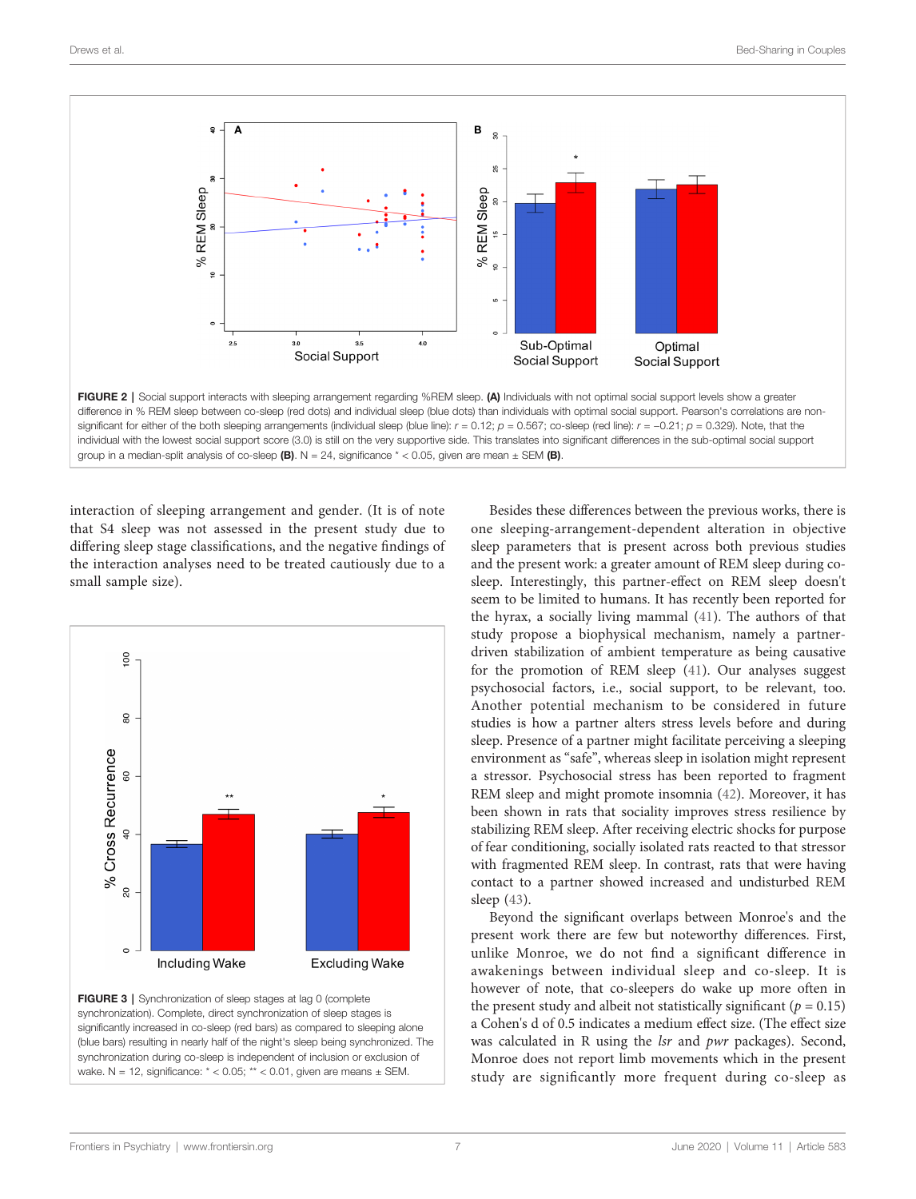**FIGURE 2 |** Social support interacts with sleeping arrangement regarding %REM sleep. **(A)** Individuals with not optimal social support levels show a greater difference in % REM sleep between co-sleep (red dots) and individual sleep (blue dots) than individuals with optimal social support. Pearson's correlations are non-significant for either of the both sleeping arrangements (individual sleep (blue line): $r = 0.12$; $p = 0.567$; co-sleep (red line): $r = -0.21$; $p = 0.329$). Note, that the individual with the lowest social support score (3.0) is still on the very supportive side. This translates into significant differences in the sub-optimal social support group in a median-split analysis of co-sleep **(B)**. N = 24, significance * < 0.05, given are mean ± SEM **(B)**.

interaction of sleeping arrangement and gender. (It is of note that S4 sleep was not assessed in the present study due to differing sleep stage classifications, and the negative findings of the interaction analyses need to be treated cautiously due to a small sample size).

**FIGURE 3 |** Synchronization of sleep stages at lag 0 (complete synchronization). Complete, direct synchronization of sleep stages is significantly increased in co-sleep (red bars) as compared to sleeping alone (blue bars) resulting in nearly half of the night's sleep being synchronized. The synchronization during co-sleep is independent of inclusion or exclusion of wake. N = 12, significance: * < 0.05; ** < 0.01, given are means ± SEM.

Besides these differences between the previous works, there is one sleeping-arrangement-dependent alteration in objective sleep parameters that is present across both previous studies and the present work: a greater amount of REM sleep during co-sleep. Interestingly, this partner-effect on REM sleep doesn't seem to be limited to humans. It has recently been reported for the hyrax, a socially living mammal (41). The authors of that study propose a biophysical mechanism, namely a partner-driven stabilization of ambient temperature as being causative for the promotion of REM sleep (41). Our analyses suggest psychosocial factors, i.e., social support, to be relevant, too. Another potential mechanism to be considered in future studies is how a partner alters stress levels before and during sleep. Presence of a partner might facilitate perceiving a sleeping environment as "safe", whereas sleep in isolation might represent a stressor. Psychosocial stress has been reported to fragment REM sleep and might promote insomnia (42). Moreover, it has been shown in rats that sociality improves stress resilience by stabilizing REM sleep. After receiving electric shocks for purpose of fear conditioning, socially isolated rats reacted to that stressor with fragmented REM sleep. In contrast, rats that were having contact to a partner showed increased and undisturbed REM sleep (43).

Beyond the significant overlaps between Monroe's and the present work there are few but noteworthy differences. First, unlike Monroe, we do not find a significant difference in awakenings between individual sleep and co-sleep. It is however of note, that co-sleepers do wake up more often in the present study and albeit not statistically significant ($p = 0.15$) a Cohen's d of 0.5 indicates a medium effect size. (The effect size was calculated in R using the *lsr* and *pwr* packages). Second, Monroe does not report limb movements which in the present study are significantly more frequent during co-sleep as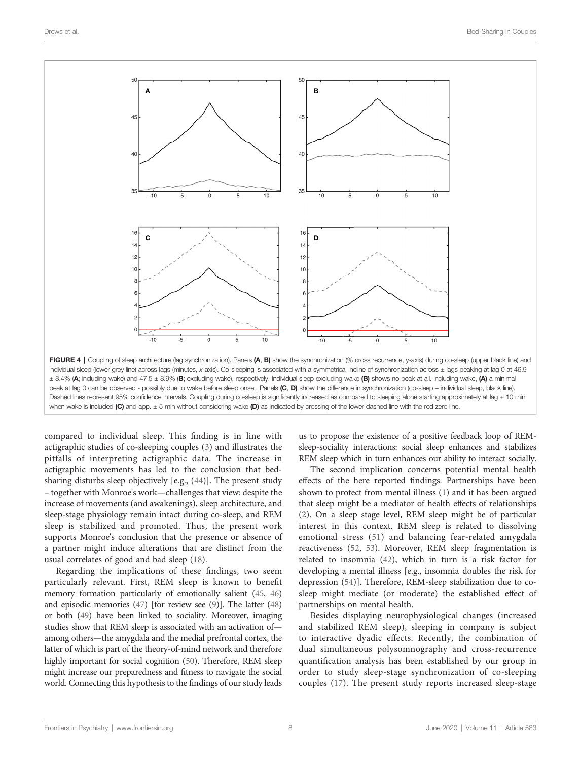FIGURE 4 | Coupling of sleep architecture (lag synchronization). Panels **(A, B)** show the synchronization (% cross recurrence, y-axis) during co-sleep (upper black line) and individual sleep (lower grey line) across lags (minutes, x-axis). Co-sleeping is associated with a symmetrical incline of synchronization across ± lags peaking at lag 0 at 46.9 ± 8.4% (**A**; including wake) and 47.5 ± 8.9% (**B**; excluding wake), respectively. Individual sleep excluding wake **(B)** shows no peak at all. Including wake, **(A)** a minimal peak at lag 0 can be observed - possibly due to wake before sleep onset. Panels **(C, D)** show the difference in synchronization (co-sleep – individual sleep, black line). Dashed lines represent 95% confidence intervals. Coupling during co-sleep is significantly increased as compared to sleeping alone starting approximately at lag ± 10 min when wake is included **(C)** and app. ± 5 min without considering wake **(D)** as indicated by crossing of the lower dashed line with the red zero line.

compared to individual sleep. This finding is in line with actigraphic studies of co-sleeping couples (3) and illustrates the pitfalls of interpreting actigraphic data. The increase in actigraphic movements has led to the conclusion that bed-sharing disturbs sleep objectively [e.g., (44)]. The present study – together with Monroe's work—challenges that view: despite the increase of movements (and awakenings), sleep architecture, and sleep-stage physiology remain intact during co-sleep, and REM sleep is stabilized and promoted. Thus, the present work supports Monroe's conclusion that the presence or absence of a partner might induce alterations that are distinct from the usual correlates of good and bad sleep (18).

Regarding the implications of these findings, two seem particularly relevant. First, REM sleep is known to benefit memory formation particularly of emotionally salient (45, 46) and episodic memories (47) [for review see (9)]. The latter (48) or both (49) have been linked to sociality. Moreover, imaging studies show that REM sleep is associated with an activation of—among others—the amygdala and the medial prefrontal cortex, the latter of which is part of the theory-of-mind network and therefore highly important for social cognition (50). Therefore, REM sleep might increase our preparedness and fitness to navigate the social world. Connecting this hypothesis to the findings of our study leads us to propose the existence of a positive feedback loop of REM-sleep-sociality interactions: social sleep enhances and stabilizes REM sleep which in turn enhances our ability to interact socially.

The second implication concerns potential mental health effects of the here reported findings. Partnerships have been shown to protect from mental illness (1) and it has been argued that sleep might be a mediator of health effects of relationships (2). On a sleep stage level, REM sleep might be of particular interest in this context. REM sleep is related to dissolving emotional stress (51) and balancing fear-related amygdala reactiveness (52, 53). Moreover, REM sleep fragmentation is related to insomnia (42), which in turn is a risk factor for developing a mental illness [e.g., insomnia doubles the risk for depression (54)]. Therefore, REM-sleep stabilization due to co-sleep might mediate (or moderate) the established effect of partnerships on mental health.

Besides displaying neurophysiological changes (increased and stabilized REM sleep), sleeping in company is subject to interactive dyadic effects. Recently, the combination of dual simultaneous polysomnography and cross-recurrence quantification analysis has been established by our group in order to study sleep-stage synchronization of co-sleeping couples (17). The present study reports increased sleep-stage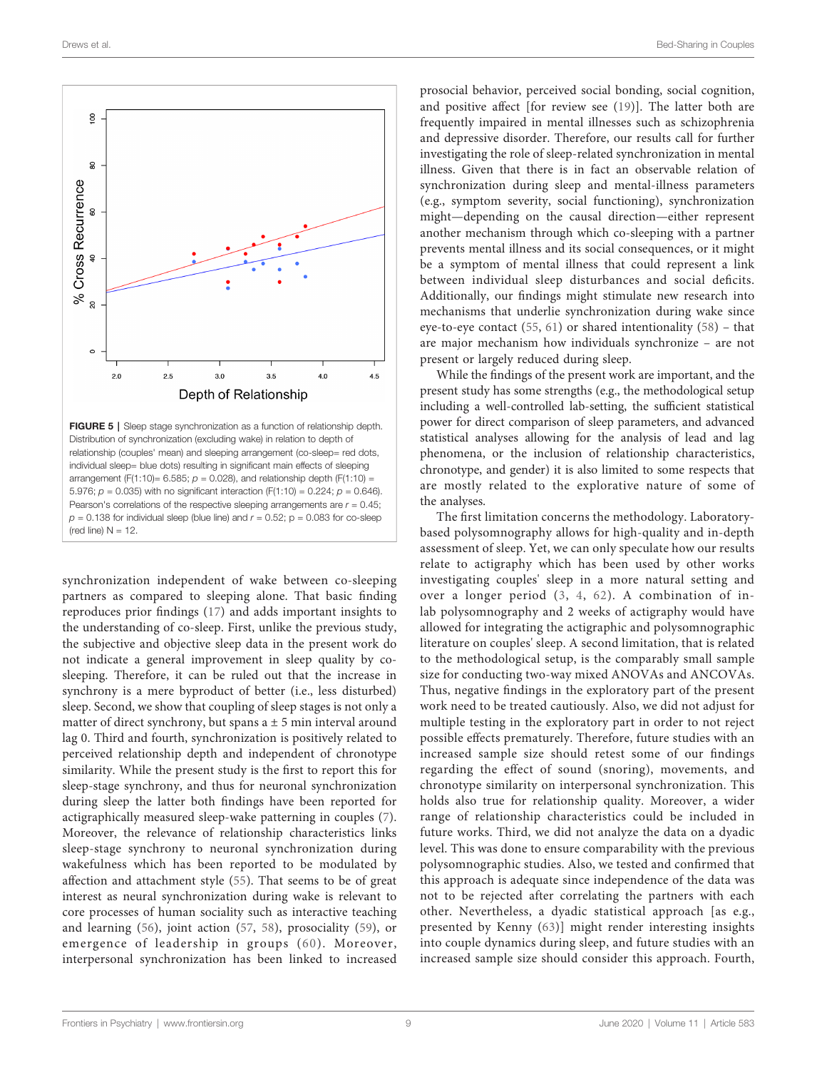**FIGURE 5 |** Sleep stage synchronization as a function of relationship depth. Distribution of synchronization (excluding wake) in relation to depth of relationship (couples' mean) and sleeping arrangement (co-sleep= red dots, individual sleep= blue dots) resulting in significant main effects of sleeping arrangement ($F(1:10) = 6.585$; $p = 0.028$), and relationship depth ($F(1:10) = 5.976$; $p = 0.035$) with no significant interaction ($F(1:10) = 0.224$; $p = 0.646$). Pearson's correlations of the respective sleeping arrangements are $r = 0.45$; $p = 0.138$ for individual sleep (blue line) and $r = 0.52$; $p = 0.083$ for co-sleep (red line) N = 12.

synchronization independent of wake between co-sleeping partners as compared to sleeping alone. That basic finding reproduces prior findings (17) and adds important insights to the understanding of co-sleep. First, unlike the previous study, the subjective and objective sleep data in the present work do not indicate a general improvement in sleep quality by co-sleeping. Therefore, it can be ruled out that the increase in synchrony is a mere byproduct of better (i.e., less disturbed) sleep. Second, we show that coupling of sleep stages is not only a matter of direct synchrony, but spans a ± 5 min interval around lag 0. Third and fourth, synchronization is positively related to perceived relationship depth and independent of chronotype similarity. While the present study is the first to report this for sleep-stage synchrony, and thus for neuronal synchronization during sleep the latter both findings have been reported for actigraphically measured sleep-wake patterning in couples (7). Moreover, the relevance of relationship characteristics links sleep-stage synchrony to neuronal synchronization during wakefulness which has been reported to be modulated by affection and attachment style (55). That seems to be of great interest as neural synchronization during wake is relevant to core processes of human sociality such as interactive teaching and learning (56), joint action (57, 58), prosociality (59), or emergence of leadership in groups (60). Moreover, interpersonal synchronization has been linked to increased prosocial behavior, perceived social bonding, social cognition, and positive affect [for review see (19)]. The latter both are frequently impaired in mental illnesses such as schizophrenia and depressive disorder. Therefore, our results call for further investigating the role of sleep-related synchronization in mental illness. Given that there is in fact an observable relation of synchronization during sleep and mental-illness parameters (e.g., symptom severity, social functioning), synchronization might—depending on the causal direction—either represent another mechanism through which co-sleeping with a partner prevents mental illness and its social consequences, or it might be a symptom of mental illness that could represent a link between individual sleep disturbances and social deficits. Additionally, our findings might stimulate new research into mechanisms that underlie synchronization during wake since eye-to-eye contact (55, 61) or shared intentionality (58) – that are major mechanism how individuals synchronize – are not present or largely reduced during sleep.

While the findings of the present work are important, and the present study has some strengths (e.g., the methodological setup including a well-controlled lab-setting, the sufficient statistical power for direct comparison of sleep parameters, and advanced statistical analyses allowing for the analysis of lead and lag phenomena, or the inclusion of relationship characteristics, chronotype, and gender) it is also limited to some respects that are mostly related to the explorative nature of some of the analyses.

The first limitation concerns the methodology. Laboratory-based polysomnography allows for high-quality and in-depth assessment of sleep. Yet, we can only speculate how our results relate to actigraphy which has been used by other works investigating couples' sleep in a more natural setting and over a longer period (3, 4, 62). A combination of in-lab polysomnography and 2 weeks of actigraphy would have allowed for integrating the actigraphic and polysomnographic literature on couples' sleep. A second limitation, that is related to the methodological setup, is the comparably small sample size for conducting two-way mixed ANOVAs and ANCOVAs. Thus, negative findings in the exploratory part of the present work need to be treated cautiously. Also, we did not adjust for multiple testing in the exploratory part in order to not reject possible effects prematurely. Therefore, future studies with an increased sample size should retest some of our findings regarding the effect of sound (snoring), movements, and chronotype similarity on interpersonal synchronization. This holds also true for relationship quality. Moreover, a wider range of relationship characteristics could be included in future works. Third, we did not analyze the data on a dyadic level. This was done to ensure comparability with the previous polysomnographic studies. Also, we tested and confirmed that this approach is adequate since independence of the data was not to be rejected after correlating the partners with each other. Nevertheless, a dyadic statistical approach [as e.g., presented by Kenny (63)] might render interesting insights into couple dynamics during sleep, and future studies with an increased sample size should consider this approach. Fourth,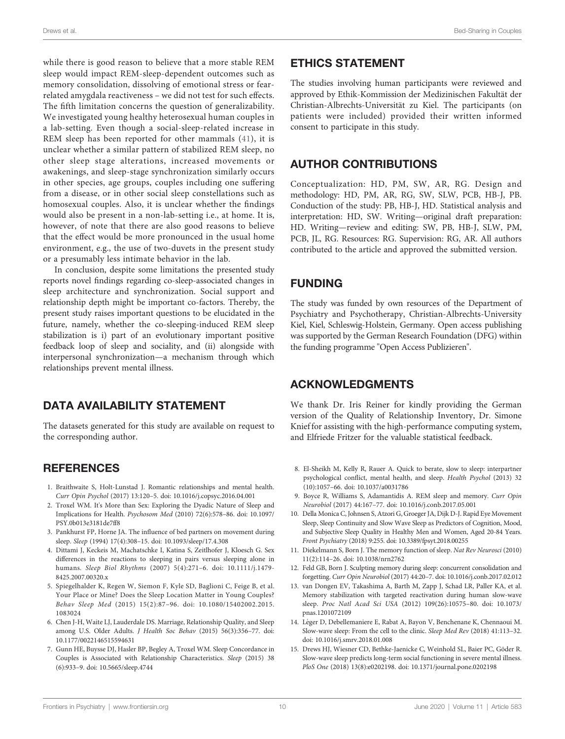while there is good reason to believe that a more stable REM sleep would impact REM-sleep-dependent outcomes such as memory consolidation, dissolving of emotional stress or fear-related amygdala reactiveness – we did not test for such effects. The fifth limitation concerns the question of generalizability. We investigated young healthy heterosexual human couples in a lab-setting. Even though a social-sleep-related increase in REM sleep has been reported for other mammals (41), it is unclear whether a similar pattern of stabilized REM sleep, no other sleep stage alterations, increased movements or awakenings, and sleep-stage synchronization similarly occurs in other species, age groups, couples including one suffering from a disease, or in other social sleep constellations such as homosexual couples. Also, it is unclear whether the findings would also be present in a non-lab-setting i.e., at home. It is, however, of note that there are also good reasons to believe that the effect would be more pronounced in the usual home environment, e.g., the use of two-duvets in the present study or a presumably less intimate behavior in the lab.

In conclusion, despite some limitations the presented study reports novel findings regarding co-sleep-associated changes in sleep architecture and synchronization. Social support and relationship depth might be important co-factors. Thereby, the present study raises important questions to be elucidated in the future, namely, whether the co-sleeping-induced REM sleep stabilization is i) part of an evolutionary important positive feedback loop of sleep and sociality, and (ii) alongside with interpersonal synchronization—a mechanism through which relationships prevent mental illness.

## DATA AVAILABILITY STATEMENT

The datasets generated for this study are available on request to the corresponding author.

## ETHICS STATEMENT

The studies involving human participants were reviewed and approved by Ethik-Kommission der Medizinischen Fakultät der Christian-Albrechts-Universität zu Kiel. The participants (on patients were included) provided their written informed consent to participate in this study.

## AUTHOR CONTRIBUTIONS

Conceptualization: HD, PM, SW, AR, RG. Design and methodology: HD, PM, AR, RG, SW, SLW, PCB, HB-J, PB. Conduction of the study: PB, HB-J, HD. Statistical analysis and interpretation: HD, SW. Writing—original draft preparation: HD. Writing—review and editing: SW, PB, HB-J, SLW, PM, PCB, JL, RG. Resources: RG. Supervision: RG, AR. All authors contributed to the article and approved the submitted version.

## FUNDING

The study was funded by own resources of the Department of Psychiatry and Psychotherapy, Christian-Albrechts-University Kiel, Kiel, Schleswig-Holstein, Germany. Open access publishing was supported by the German Research Foundation (DFG) within the funding programme "Open Access Publizieren".

## ACKNOWLEDGMENTS

We thank Dr. Iris Reiner for kindly providing the German version of the Quality of Relationship Inventory, Dr. Simone Knief for assisting with the high-performance computing system, and Elfriede Fritzer for the valuable statistical feedback.

## REFERENCES

1. Braithwaite S, Holt-Lunstad J. Romantic relationships and mental health. *Curr Opin Psychol* (2017) 13:120–5. doi: 10.1016/j.copsyc.2016.04.001
2. Troxel WM. It's More than Sex: Exploring the Dyadic Nature of Sleep and Implications for Health. *Psychosom Med* (2010) 72(6):578–86. doi: 10.1097/PSY.0b013e3181de7ff8
3. Pankhurst FP, Horne JA. The influence of bed partners on movement during sleep. *Sleep* (1994) 17(4):308–15. doi: 10.1093/sleep/17.4.308
4. Dittami J, Keckeis M, Machatschke I, Katina S, Zeitlhofer J, Kloesch G. Sex differences in the reactions to sleeping in pairs versus sleeping alone in humans. *Sleep Biol Rhythms* (2007) 5(4):271–6. doi: 10.1111/j.1479-8425.2007.00320.x
5. Spiegelhalder K, Regen W, Siemon F, Kyle SD, Baglioni C, Feige B, et al. Your Place or Mine? Does the Sleep Location Matter in Young Couples? *Behav Sleep Med* (2015) 15(2):87–96. doi: 10.1080/15402002.2015.1083024
6. Chen J-H, Waite LJ, Lauderdale DS. Marriage, Relationship Quality, and Sleep among U.S. Older Adults. *J Health Soc Behav* (2015) 56(3):356–77. doi: 10.1177/0022146515594631
7. Gunn HE, Buysse DJ, Hasler BP, Begley A, Troxel WM. Sleep Concordance in Couples is Associated with Relationship Characteristics. *Sleep* (2015) 38(6):933–9. doi: 10.5665/sleep.4744
8. El-Sheikh M, Kelly R, Rauer A. Quick to berate, slow to sleep: interpartner psychological conflict, mental health, and sleep. *Health Psychol* (2013) 32(10):1057–66. doi: 10.1037/a0031786
9. Boyce R, Williams S, Adamantidis A. REM sleep and memory. *Curr Opin Neurobiol* (2017) 44:167–77. doi: 10.1016/j.conb.2017.05.001
10. Della Monica C, Johnsen S, Atzori G, Groeger JA, Dijk D-J. Rapid Eye Movement Sleep, Sleep Continuity and Slow Wave Sleep as Predictors of Cognition, Mood, and Subjective Sleep Quality in Healthy Men and Women, Aged 20-84 Years. *Front Psychiatry* (2018) 9:255. doi: 10.3389/fpsyt.2018.00255
11. Diekelmann S, Born J. The memory function of sleep. *Nat Rev Neurosci* (2010) 11(2):114–26. doi: 10.1038/nrn2762
12. Feld GB, Born J. Sculpting memory during sleep: concurrent consolidation and forgetting. *Curr Opin Neurobiol* (2017) 44:20–7. doi: 10.1016/j.conb.2017.02.012
13. van Dongen EV, Takashima A, Barth M, Zapp J, Schad LR, Paller KA, et al. Memory stabilization with targeted reactivation during human slow-wave sleep. *Proc Natl Acad Sci USA* (2012) 109(26):10575–80. doi: 10.1073/pnas.1201072109
14. Léger D, Debellemaniere E, Rabat A, Bayon V, Benchenane K, Chennaoui M. Slow-wave sleep: From the cell to the clinic. *Sleep Med Rev* (2018) 41:113–32. doi: 10.1016/j.smrv.2018.01.008
15. Drews HJ, Wiesner CD, Bethke-Jaenicke C, Weinhold SL, Baier PC, Göder R. Slow-wave sleep predicts long-term social functioning in severe mental illness. *PloS One* (2018) 13(8):e0202198. doi: 10.1371/journal.pone.0202198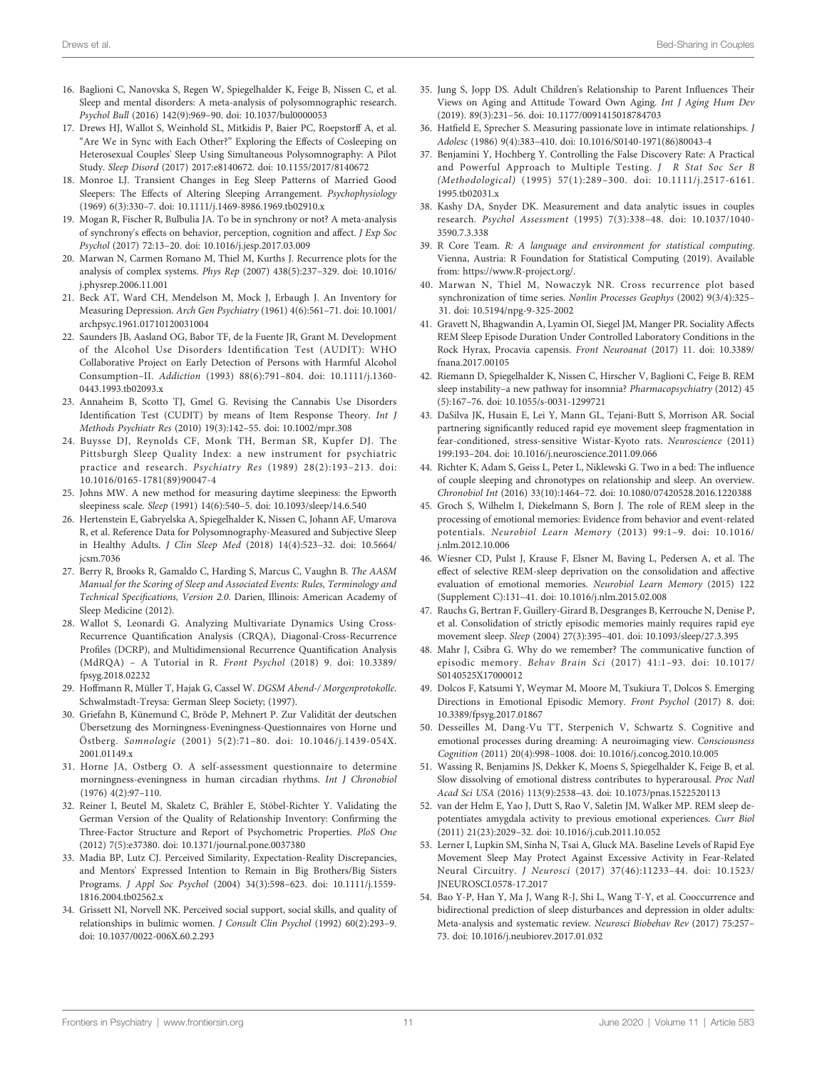16. Baglioni C, Nanovska S, Regen W, Spiegelhalder K, Feige B, Nissen C, et al. Sleep and mental disorders: A meta-analysis of polysomnographic research. *Psychol Bull* (2016) 142(9):969–90. doi: 10.1037/bul0000053
17. Drews HJ, Wallot S, Weinhold SL, Mitkidis P, Baier PC, Roepstorff A, et al. "Are We in Sync with Each Other?" Exploring the Effects of Cosleeping on Heterosexual Couples' Sleep Using Simultaneous Polysomnography: A Pilot Study. *Sleep Disord* (2017) 2017:e8140672. doi: 10.1155/2017/8140672
18. Monroe LJ. Transient Changes in Eeg Sleep Patterns of Married Good Sleepers: The Effects of Altering Sleeping Arrangement. *Psychophysiology* (1969) 6(3):330–7. doi: 10.1111/j.1469-8986.1969.tb02910.x
19. Mogan R, Fischer R, Bulbulia JA. To be in synchrony or not? A meta-analysis of synchrony's effects on behavior, perception, cognition and affect. *J Exp Soc Psychol* (2017) 72:13–20. doi: 10.1016/j.jesp.2017.03.009
20. Marwan N, Carmen Romano M, Thiel M, Kurths J. Recurrence plots for the analysis of complex systems. *Phys Rep* (2007) 438(5):237–329. doi: 10.1016/j.physrep.2006.11.001
21. Beck AT, Ward CH, Mendelson M, Mock J, Erbaugh J. An Inventory for Measuring Depression. *Arch Gen Psychiatry* (1961) 4(6):561–71. doi: 10.1001/archpsyc.1961.01710120031004
22. Saunders JB, Aasland OG, Babor TF, de la Fuente JR, Grant M. Development of the Alcohol Use Disorders Identification Test (AUDIT): WHO Collaborative Project on Early Detection of Persons with Harmful Alcohol Consumption–II. *Addiction* (1993) 88(6):791–804. doi: 10.1111/j.1360-0443.1993.tb02093.x
23. Annaheim B, Scotto TJ, Gmel G. Revising the Cannabis Use Disorders Identification Test (CUDIT) by means of Item Response Theory. *Int J Methods Psychiatr Res* (2010) 19(3):142–55. doi: 10.1002/mpr.308
24. Buysse DJ, Reynolds CF, Monk TH, Berman SR, Kupfer DJ. The Pittsburgh Sleep Quality Index: a new instrument for psychiatric practice and research. *Psychiatry Res* (1989) 28(2):193–213. doi: 10.1016/0165-1781(89)90047-4
25. Johns MW. A new method for measuring daytime sleepiness: the Epworth sleepiness scale. *Sleep* (1991) 14(6):540–5. doi: 10.1093/sleep/14.6.540
26. Hertenstein E, Gabryelska A, Spiegelhalder K, Nissen C, Johann AF, Umarova R, et al. Reference Data for Polysomnography-Measured and Subjective Sleep in Healthy Adults. *J Clin Sleep Med* (2018) 14(4):523–32. doi: 10.5664/jcsm.7036
27. Berry R, Brooks R, Gamaldo C, Harding S, Marcus C, Vaughn B. *The AASM Manual for the Scoring of Sleep and Associated Events: Rules, Terminology and Technical Specifications, Version 2.0*. Darien, Illinois: American Academy of Sleep Medicine (2012).
28. Wallot S, Leonardi G. Analyzing Multivariate Dynamics Using Cross-Recurrence Quantification Analysis (CRQA), Diagonal-Cross-Recurrence Profiles (DCRP), and Multidimensional Recurrence Quantification Analysis (MdRQA) – A Tutorial in R. *Front Psychol* (2018) 9. doi: 10.3389/fpsyg.2018.02232
29. Hoffmann R, Müller T, Hajak G, Cassel W. *DGSM Abend-/ Morgenprotokolle*. Schwalmstadt-Treysa: German Sleep Society; (1997).
30. Griefahn B, Künemund C, Bröde P, Mehnert P. Zur Validität der deutschen Übersetzung des Morningness-Eveningness-Questionnaires von Horne und Östberg. *Somnologie* (2001) 5(2):71–80. doi: 10.1046/j.1439-054X.2001.01149.x
31. Horne JA, Ostberg O. A self-assessment questionnaire to determine morningness-eveningness in human circadian rhythms. *Int J Chronobiol* (1976) 4(2):97–110.
32. Reiner I, Beutel M, Skaletz C, Brähler E, Stöbel-Richter Y. Validating the German Version of the Quality of Relationship Inventory: Confirming the Three-Factor Structure and Report of Psychometric Properties. *PloS One* (2012) 7(5):e37380. doi: 10.1371/journal.pone.0037380
33. Madia BP, Lutz CJ. Perceived Similarity, Expectation-Reality Discrepancies, and Mentors' Expressed Intention to Remain in Big Brothers/Big Sisters Programs. *J Appl Soc Psychol* (2004) 34(3):598–623. doi: 10.1111/j.1559-1816.2004.tb02562.x
34. Grissett NI, Norvell NK. Perceived social support, social skills, and quality of relationships in bulimic women. *J Consult Clin Psychol* (1992) 60(2):293–9. doi: 10.1037/0022-006X.60.2.293
35. Jung S, Jopp DS. Adult Children's Relationship to Parent Influences Their Views on Aging and Attitude Toward Own Aging. *Int J Aging Hum Dev* (2019). 89(3):231–56. doi: 10.1177/0091415018784703
36. Hatfield E, Sprecher S. Measuring passionate love in intimate relationships. *J Adolesc* (1986) 9(4):383–410. doi: 10.1016/S0140-1971(86)80043-4
37. Benjamini Y, Hochberg Y. Controlling the False Discovery Rate: A Practical and Powerful Approach to Multiple Testing. *J R Stat Soc Ser B (Methodological)* (1995) 57(1):289–300. doi: 10.1111/j.2517-6161.1995.tb02031.x
38. Kashy DA, Snyder DK. Measurement and data analytic issues in couples research. *Psychol Assessment* (1995) 7(3):338–48. doi: 10.1037/1040-3590.7.3.338
39. R Core Team. *R: A language and environment for statistical computing*. Vienna, Austria: R Foundation for Statistical Computing (2019). Available from: https://www.R-project.org/.
40. Marwan N, Thiel M, Nowaczyk NR. Cross recurrence plot based synchronization of time series. *Nonlin Processes Geophys* (2002) 9(3/4):325–31. doi: 10.5194/npg-9-325-2002
41. Gravett N, Bhagwandin A, Lyamin OI, Siegel JM, Manger PR. Sociality Affects REM Sleep Episode Duration Under Controlled Laboratory Conditions in the Rock Hyrax, Procavia capensis. *Front Neuroanat* (2017) 11. doi: 10.3389/fnana.2017.00105
42. Riemann D, Spiegelhalder K, Nissen C, Hirscher V, Baglioni C, Feige B. REM sleep instability–a new pathway for insomnia? *Pharmacopsychiatry* (2012) 45 (5):167–76. doi: 10.1055/s-0031-1299721
43. DaSilva JK, Husain E, Lei Y, Mann GL, Tejani-Butt S, Morrison AR. Social partnering significantly reduced rapid eye movement sleep fragmentation in fear-conditioned, stress-sensitive Wistar-Kyoto rats. *Neuroscience* (2011) 199:193–204. doi: 10.1016/j.neuroscience.2011.09.066
44. Richter K, Adam S, Geiss L, Peter L, Niklewski G. Two in a bed: The influence of couple sleeping and chronotypes on relationship and sleep. An overview. *Chronobiol Int* (2016) 33(10):1464–72. doi: 10.1080/07420528.2016.1220388
45. Groch S, Wilhelm I, Diekelmann S, Born J. The role of REM sleep in the processing of emotional memories: Evidence from behavior and event-related potentials. *Neurobiol Learn Memory* (2013) 99:1–9. doi: 10.1016/j.nlm.2012.10.006
46. Wiesner CD, Pulst J, Krause F, Elsner M, Baving L, Pedersen A, et al. The effect of selective REM-sleep deprivation on the consolidation and affective evaluation of emotional memories. *Neurobiol Learn Memory* (2015) 122 (Supplement C):131–41. doi: 10.1016/j.nlm.2015.02.008
47. Rauchs G, Bertran F, Guillery-Girard B, Desgranges B, Kerrouche N, Denise P, et al. Consolidation of strictly episodic memories mainly requires rapid eye movement sleep. *Sleep* (2004) 27(3):395–401. doi: 10.1093/sleep/27.3.395
48. Mahr J, Csibra G. Why do we remember? The communicative function of episodic memory. *Behav Brain Sci* (2017) 41:1–93. doi: 10.1017/S0140525X17000012
49. Dolcos F, Katsumi Y, Weymar M, Moore M, Tsukiura T, Dolcos S. Emerging Directions in Emotional Episodic Memory. *Front Psychol* (2017) 8. doi: 10.3389/fpsyg.2017.01867
50. Desseilles M, Dang-Vu TT, Sterpenich V, Schwartz S. Cognitive and emotional processes during dreaming: A neuroimaging view. *Consciousness Cognition* (2011) 20(4):998–1008. doi: 10.1016/j.concog.2010.10.005
51. Wassing R, Benjamins JS, Dekker K, Moens S, Spiegelhalder K, Feige B, et al. Slow dissolving of emotional distress contributes to hyperarousal. *Proc Natl Acad Sci USA* (2016) 113(9):2538–43. doi: 10.1073/pnas.1522520113
52. van der Helm E, Yao J, Dutt S, Rao V, Saletin JM, Walker MP. REM sleep depotentiates amygdala activity to previous emotional experiences. *Curr Biol* (2011) 21(23):2029–32. doi: 10.1016/j.cub.2011.10.052
53. Lerner I, Lupkin SM, Sinha N, Tsai A, Gluck MA. Baseline Levels of Rapid Eye Movement Sleep May Protect Against Excessive Activity in Fear-Related Neural Circuitry. *J Neurosci* (2017) 37(46):11233–44. doi: 10.1523/JNEUROSCI.0578-17.2017
54. Bao Y-P, Han Y, Ma J, Wang R-J, Shi L, Wang T-Y, et al. Cooccurrence and bidirectional prediction of sleep disturbances and depression in older adults: Meta-analysis and systematic review. *Neurosci Biobehav Rev* (2017) 75:257–73. doi: 10.1016/j.neubiorev.2017.01.032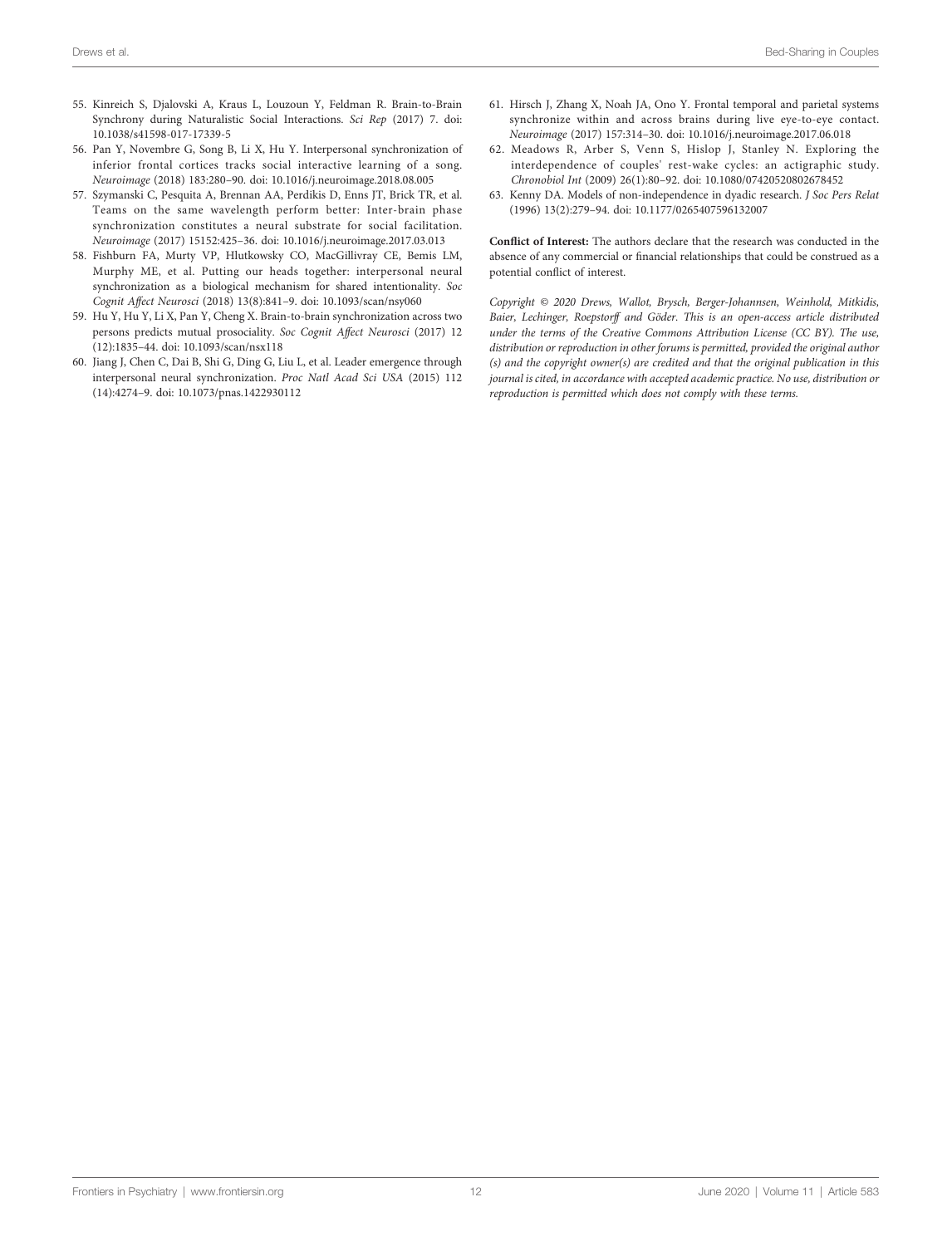55. Kinreich S, Djalovski A, Kraus L, Louzoun Y, Feldman R. Brain-to-Brain Synchrony during Naturalistic Social Interactions. *Sci Rep* (2017) 7. doi: 10.1038/s41598-017-17339-5
56. Pan Y, Novembre G, Song B, Li X, Hu Y. Interpersonal synchronization of inferior frontal cortices tracks social interactive learning of a song. *Neuroimage* (2018) 183:280–90. doi: 10.1016/j.neuroimage.2018.08.005
57. Szymanski C, Pesquita A, Brennan AA, Perdikis D, Enns JT, Brick TR, et al. Teams on the same wavelength perform better: Inter-brain phase synchronization constitutes a neural substrate for social facilitation. *Neuroimage* (2017) 15152:425–36. doi: 10.1016/j.neuroimage.2017.03.013
58. Fishburn FA, Murty VP, Hlutkowsky CO, MacGillivray CE, Bemis LM, Murphy ME, et al. Putting our heads together: interpersonal neural synchronization as a biological mechanism for shared intentionality. *Soc Cognit Affect Neurosci* (2018) 13(8):841–9. doi: 10.1093/scan/nsy060
59. Hu Y, Hu Y, Li X, Pan Y, Cheng X. Brain-to-brain synchronization across two persons predicts mutual prosociality. *Soc Cognit Affect Neurosci* (2017) 12 (12):1835–44. doi: 10.1093/scan/nsx118
60. Jiang J, Chen C, Dai B, Shi G, Ding G, Liu L, et al. Leader emergence through interpersonal neural synchronization. *Proc Natl Acad Sci USA* (2015) 112 (14):4274–9. doi: 10.1073/pnas.1422930112
61. Hirsch J, Zhang X, Noah JA, Ono Y. Frontal temporal and parietal systems synchronize within and across brains during live eye-to-eye contact. *Neuroimage* (2017) 157:314–30. doi: 10.1016/j.neuroimage.2017.06.018
62. Meadows R, Arber S, Venn S, Hislop J, Stanley N. Exploring the interdependence of couples' rest-wake cycles: an actigraphic study. *Chronobiol Int* (2009) 26(1):80–92. doi: 10.1080/07420520802678452
63. Kenny DA. Models of non-independence in dyadic research. *J Soc Pers Relat* (1996) 13(2):279–94. doi: 10.1177/0265407596132007

**Conflict of Interest:** The authors declare that the research was conducted in the absence of any commercial or financial relationships that could be construed as a potential conflict of interest.

*Copyright © 2020 Drews, Wallot, Brysch, Berger-Johannsen, Weinhold, Mitkidis, Baier, Lechinger, Roepstorff and Göder. This is an open-access article distributed under the terms of the Creative Commons Attribution License (CC BY). The use, distribution or reproduction in other forums is permitted, provided the original author (s) and the copyright owner(s) are credited and that the original publication in this journal is cited, in accordance with accepted academic practice. No use, distribution or reproduction is permitted which does not comply with these terms.*